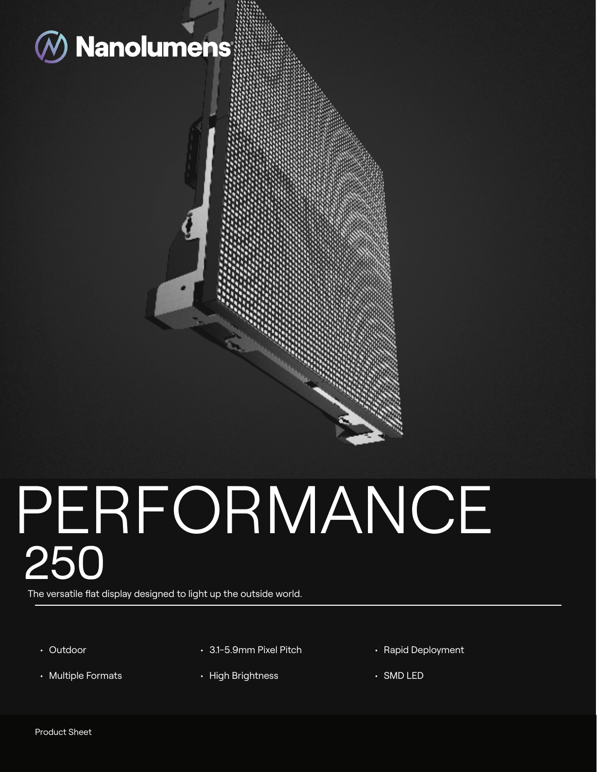Nanolumens

# PERFORMANCE 250

The versatile flat display designed to light up the outside world.

- Outdoor
- Multiple Formats
- 3.1-5.9mm Pixel Pitch
- High Brightness
- Rapid Deployment
- SMD LED

Product Sheet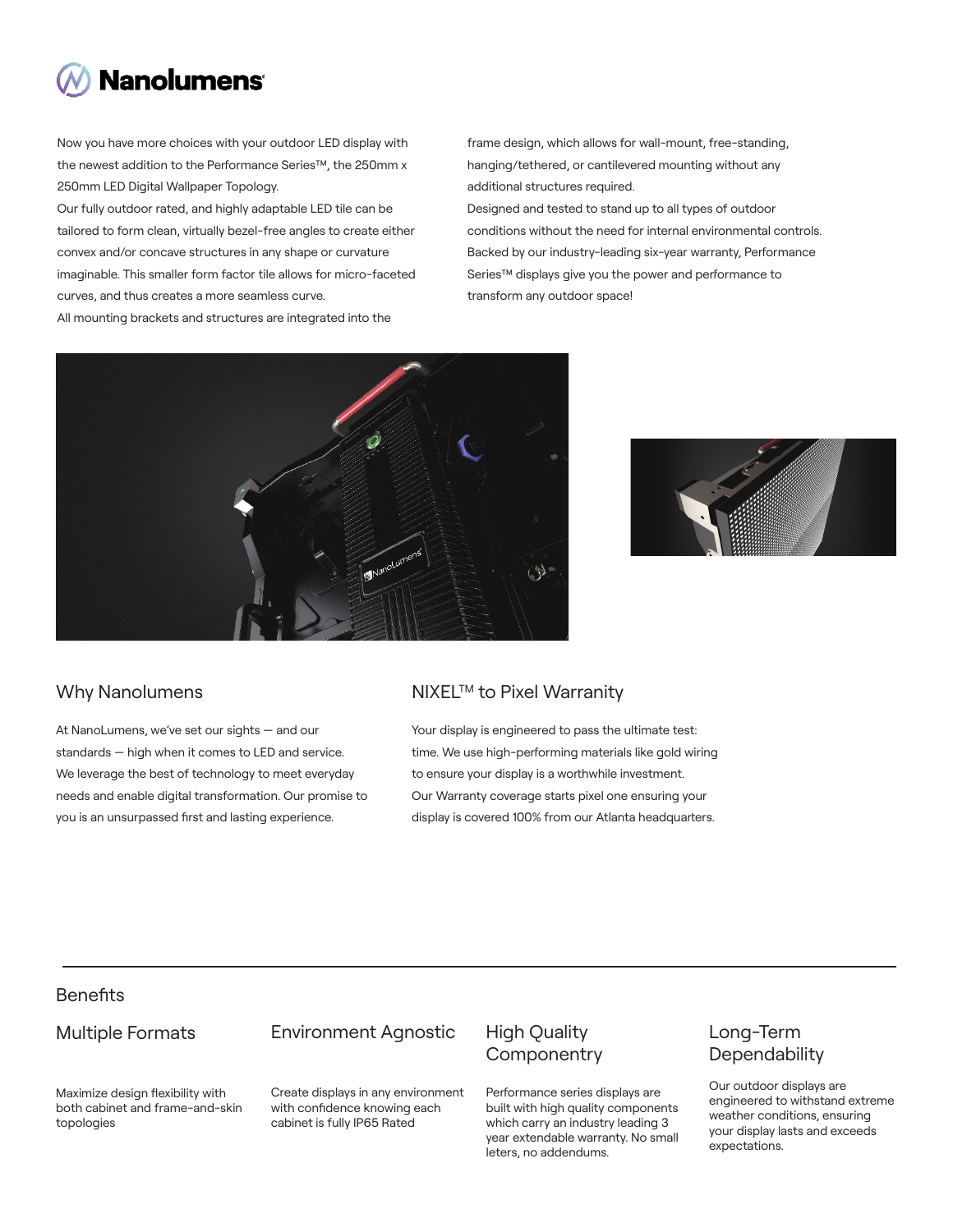Now you have more choices with your outdoor LED display with the newest addition to the Performance Series™, the 250mm x 250mm LED Digital Wallpaper Topology.

Our fully outdoor rated, and highly adaptable LED tile can be tailored to form clean, virtually bezel-free angles to create either convex and/or concave structures in any shape or curvature imaginable. This smaller form factor tile allows for micro-faceted curves, and thus creates a more seamless curve.

All mounting brackets and structures are integrated into the frame design, which allows for wall-mount, free-standing, hanging/tethered, or cantilevered mounting without any additional structures required.

Designed and tested to stand up to all types of outdoor conditions without the need for internal environmental controls.

Backed by our industry-leading six-year warranty, Performance Series™ displays give you the power and performance to transform any outdoor space!

## Why Nanolumens

At NanoLumens, we've set our sights — and our standards — high when it comes to LED and service. We leverage the best of technology to meet everyday needs and enable digital transformation. Our promise to you is an unsurpassed first and lasting experience.

## NIXEL™ to Pixel Warranty

Your display is engineered to pass the ultimate test: time. We use high-performing materials like gold wiring to ensure your display is a worthwhile investment. Our Warranty coverage starts pixel one ensuring your display is covered 100% from our Atlanta headquarters.

## Benefits

### Multiple Formats

Maximize design flexibility with both cabinet and frame-and-skin topologies

### Environment Agnostic

Create displays in any environment with confidence knowing each cabinet is fully IP65 Rated

### High Quality Componentry

Performance series displays are built with high quality components which carry an industry leading 3 year extendable warranty. No small leters, no addendums.

### Long-Term Dependability

Our outdoor displays are engineered to withstand extreme weather conditions, ensuring your display lasts and exceeds expectations.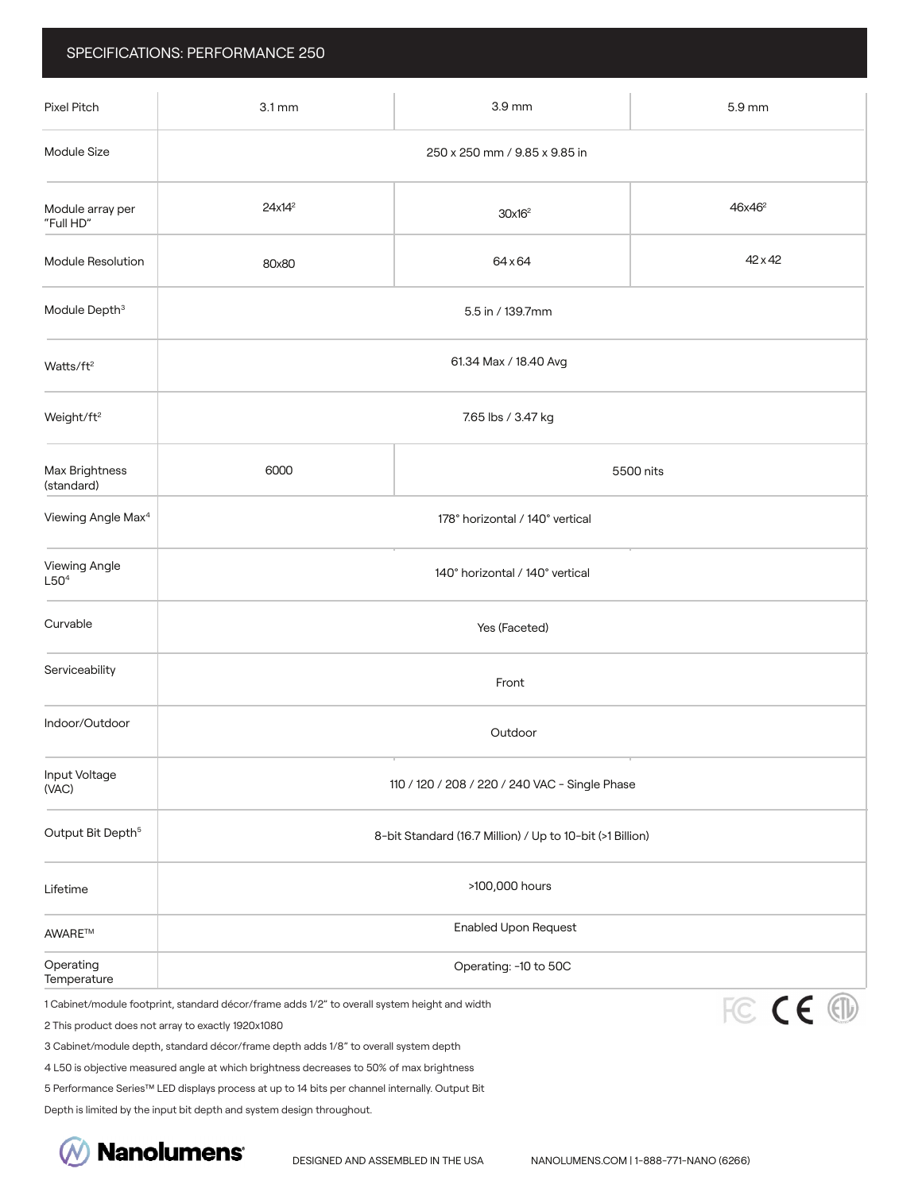## SPECIFICATIONS: PERFORMANCE 250

| | | | |
|---|---|---|---|
| Pixel Pitch | 3.1 mm | 3.9 mm | 5.9 mm |
| Module Size | 250 x 250 mm / 9.85 x 9.85 in | | |
| Module array per "Full HD" | 24x14[2] | 30x16[2] | 46x46[2] |
| Module Resolution | 80x80 | 64 x 64 | 42 x 42 |
| Module Depth[3] | 5.5 in / 139.7mm | | |
| Watts/ft² | 61.34 Max / 18.40 Avg | | |
| Weight/ft² | 7.65 lbs / 3.47 kg | | |
| Max Brightness (standard) | 6000 | 5500 nits | |
| Viewing Angle Max[4] | 178° horizontal / 140° vertical | | |
| Viewing Angle L50[4] | 140° horizontal / 140° vertical | | |
| Curvable | Yes (Faceted) | | |
| Serviceability | Front | | |
| Indoor/Outdoor | Outdoor | | |
| Input Voltage (VAC) | 110 / 120 / 208 / 220 / 240 VAC - Single Phase | | |
| Output Bit Depth[5] | 8-bit Standard (16.7 Million) / Up to 10-bit (>1 Billion) | | |
| Lifetime | >100,000 hours | | |
| AWARE™ | Enabled Upon Request | | |
| Operating Temperature | Operating: -10 to 50C | | |

1 Cabinet/module footprint, standard décor/frame adds 1/2" to overall system height and width

2 This product does not array to exactly 1920x1080

3 Cabinet/module depth, standard décor/frame depth adds 1/8" to overall system depth

4 L50 is objective measured angle at which brightness decreases to 50% of max brightness

5 Performance Series™ LED displays process at up to 14 bits per channel internally. Output Bit Depth is limited by the input bit depth and system design throughout.

Nanolumens

DESIGNED AND ASSEMBLED IN THE USA

NANOLUMENS.COM | 1-888-771-NANO (6266)